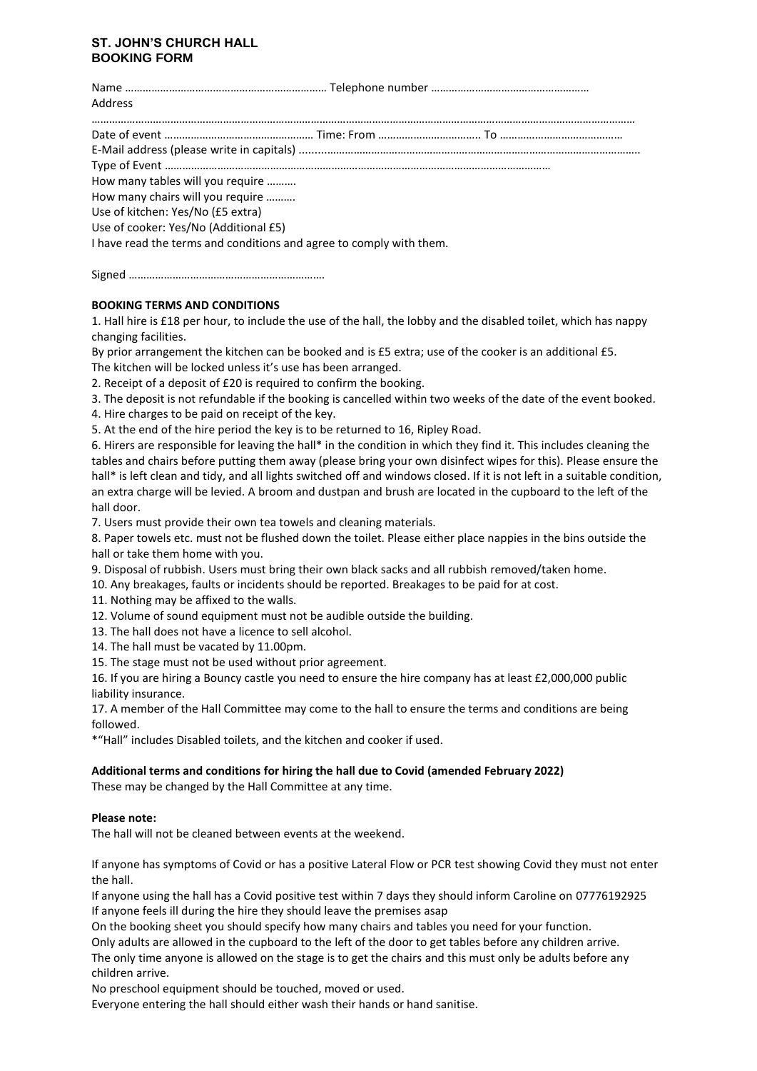## ST. JOHN'S CHURCH HALL
## BOOKING FORM

Name ………………………………………………………… Telephone number ………………………………………………
Address
……………………………………………………………………………………………………………………………………………………………
Date of event ………………………………………… Time: From …………………………….. To ……………………………………
E-Mail address (please write in capitals) ......................................................................................................
Type of Event …………………………………………………………………………………………………………………
How many tables will you require ……….
How many chairs will you require ……….
Use of kitchen: Yes/No (£5 extra)
Use of cooker: Yes/No (Additional £5)
I have read the terms and conditions and agree to comply with them.

Signed ………………………………………………………….

**BOOKING TERMS AND CONDITIONS**

1. Hall hire is £18 per hour, to include the use of the hall, the lobby and the disabled toilet, which has nappy changing facilities.
By prior arrangement the kitchen can be booked and is £5 extra; use of the cooker is an additional £5.
The kitchen will be locked unless it's use has been arranged.
2. Receipt of a deposit of £20 is required to confirm the booking.
3. The deposit is not refundable if the booking is cancelled within two weeks of the date of the event booked.
4. Hire charges to be paid on receipt of the key.
5. At the end of the hire period the key is to be returned to 16, Ripley Road.
6. Hirers are responsible for leaving the hall* in the condition in which they find it. This includes cleaning the tables and chairs before putting them away (please bring your own disinfect wipes for this). Please ensure the hall* is left clean and tidy, and all lights switched off and windows closed. If it is not left in a suitable condition, an extra charge will be levied. A broom and dustpan and brush are located in the cupboard to the left of the hall door.
7. Users must provide their own tea towels and cleaning materials.
8. Paper towels etc. must not be flushed down the toilet. Please either place nappies in the bins outside the hall or take them home with you.
9. Disposal of rubbish. Users must bring their own black sacks and all rubbish removed/taken home.
10. Any breakages, faults or incidents should be reported. Breakages to be paid for at cost.
11. Nothing may be affixed to the walls.
12. Volume of sound equipment must not be audible outside the building.
13. The hall does not have a licence to sell alcohol.
14. The hall must be vacated by 11.00pm.
15. The stage must not be used without prior agreement.
16. If you are hiring a Bouncy castle you need to ensure the hire company has at least £2,000,000 public liability insurance.
17. A member of the Hall Committee may come to the hall to ensure the terms and conditions are being followed.

*"Hall" includes Disabled toilets, and the kitchen and cooker if used.

**Additional terms and conditions for hiring the hall due to Covid (amended February 2022)**
These may be changed by the Hall Committee at any time.

**Please note:**
The hall will not be cleaned between events at the weekend.

If anyone has symptoms of Covid or has a positive Lateral Flow or PCR test showing Covid they must not enter the hall.
If anyone using the hall has a Covid positive test within 7 days they should inform Caroline on 07776192925
If anyone feels ill during the hire they should leave the premises asap
On the booking sheet you should specify how many chairs and tables you need for your function.
Only adults are allowed in the cupboard to the left of the door to get tables before any children arrive.
The only time anyone is allowed on the stage is to get the chairs and this must only be adults before any children arrive.
No preschool equipment should be touched, moved or used.
Everyone entering the hall should either wash their hands or hand sanitise.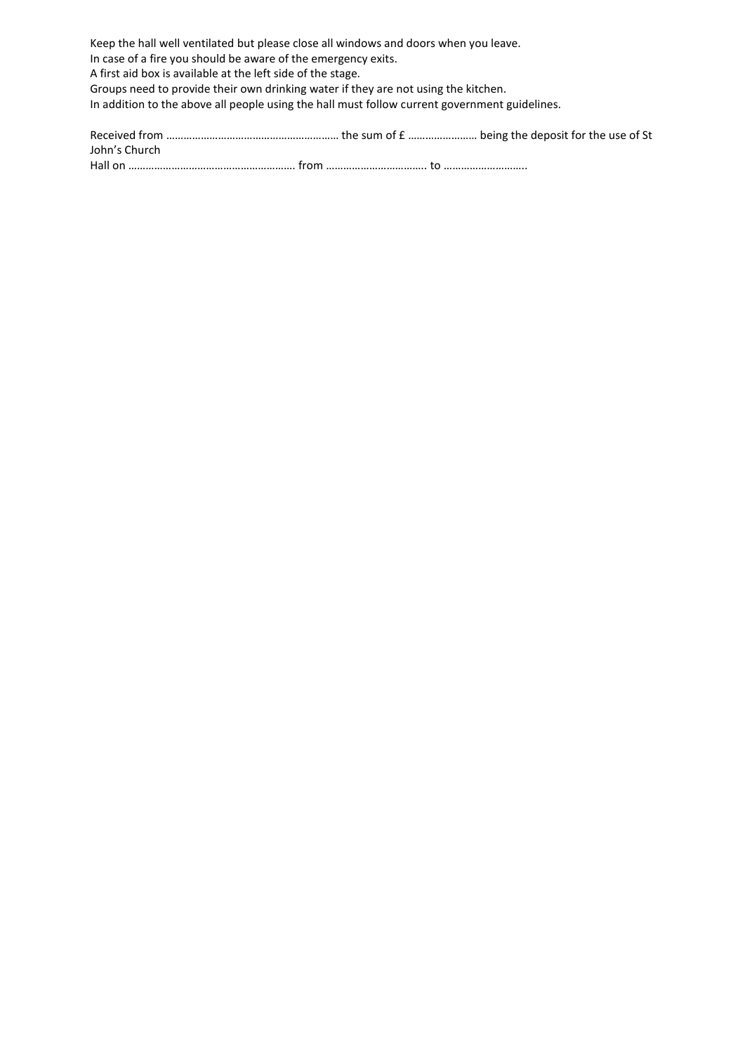Keep the hall well ventilated but please close all windows and doors when you leave.
In case of a fire you should be aware of the emergency exits.
A first aid box is available at the left side of the stage.
Groups need to provide their own drinking water if they are not using the kitchen.
In addition to the above all people using the hall must follow current government guidelines.

Received from …………………………………………………… the sum of £ …………………… being the deposit for the use of St John's Church
Hall on ………………………………………………… from ……………………………. to ………………………..